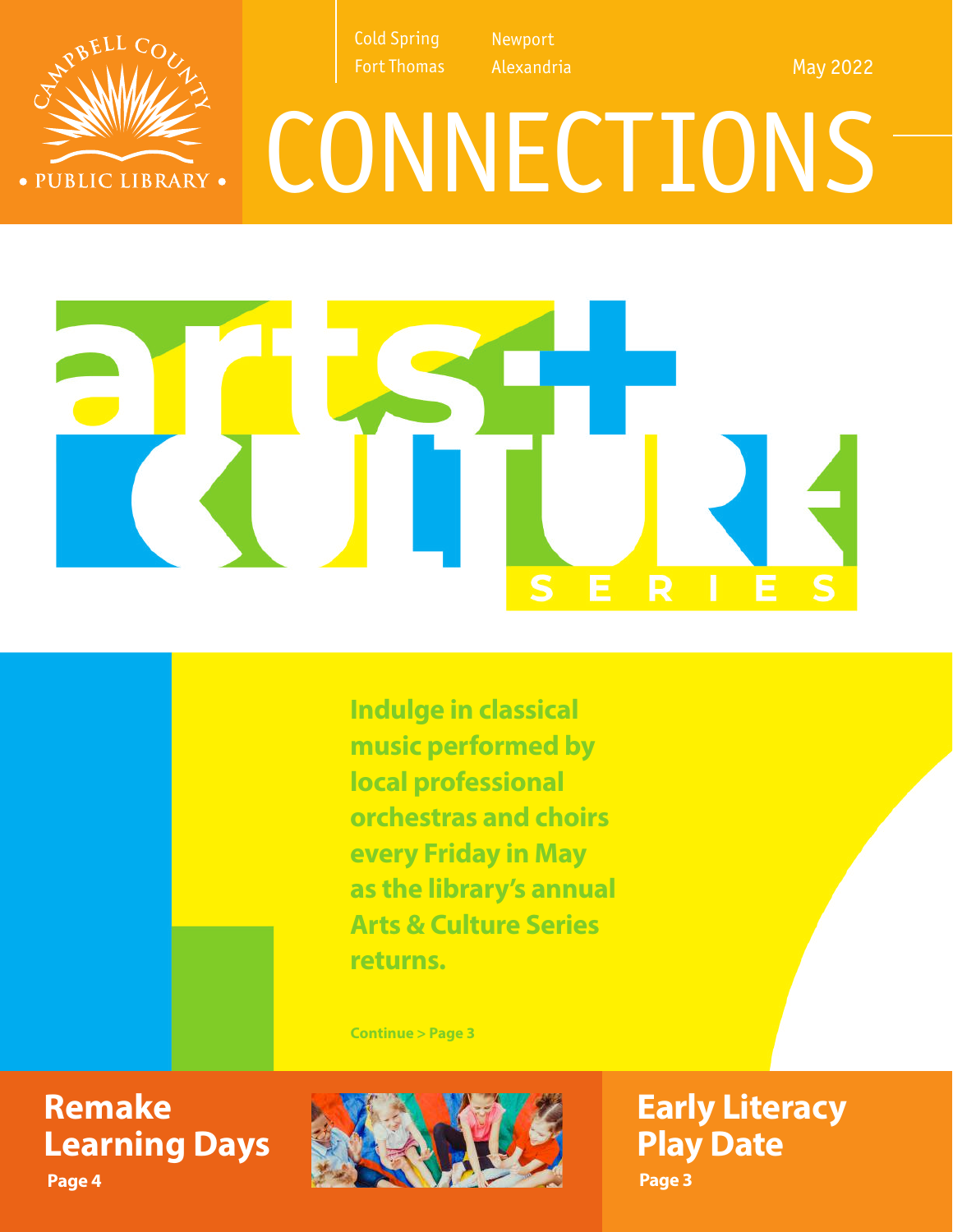Cold Spring
Fort Thomas

Newport
Alexandria

May 2022

# CONNECTIONS

Campbell County Public Library

# arts + CULTURE SERIES

**Indulge in classical music performed by local professional orchestras and choirs every Friday in May as the library's annual Arts & Culture Series returns.**

**Continue > Page 3**

## Remake Learning Days

**Page 4**

## Early Literacy Play Date

**Page 3**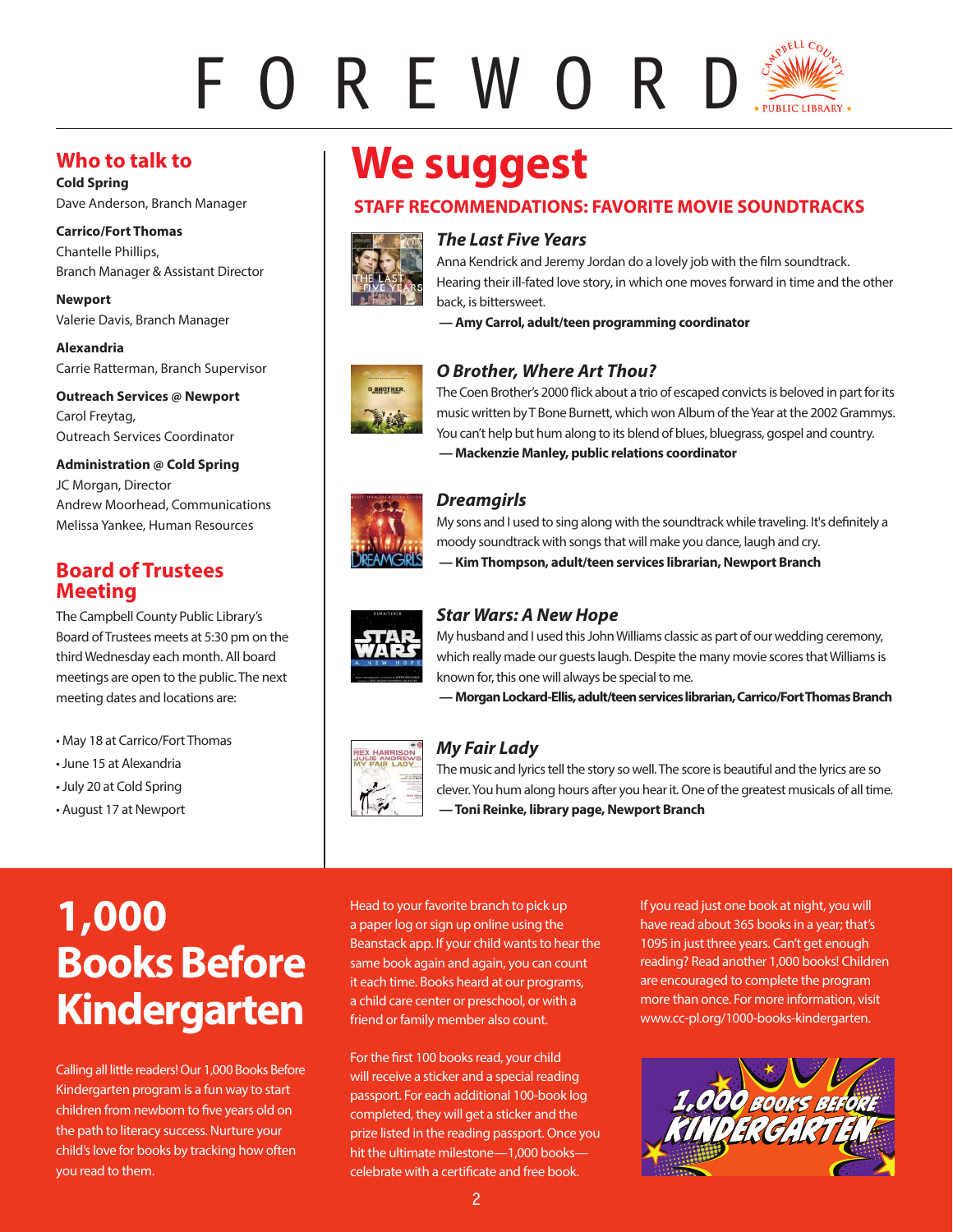# FOREWORD

## Who to talk to

**Cold Spring**
Dave Anderson, Branch Manager

**Carrico/Fort Thomas**
Chantelle Phillips,
Branch Manager & Assistant Director

**Newport**
Valerie Davis, Branch Manager

**Alexandria**
Carrie Ratterman, Branch Supervisor

**Outreach Services @ Newport**
Carol Freytag,
Outreach Services Coordinator

**Administration @ Cold Spring**
JC Morgan, Director
Andrew Moorhead, Communications
Melissa Yankee, Human Resources

## Board of Trustees Meeting

The Campbell County Public Library's Board of Trustees meets at 5:30 pm on the third Wednesday each month. All board meetings are open to the public. The next meeting dates and locations are:

- May 18 at Carrico/Fort Thomas
- June 15 at Alexandria
- July 20 at Cold Spring
- August 17 at Newport

# We suggest

## STAFF RECOMMENDATIONS: FAVORITE MOVIE SOUNDTRACKS

### *The Last Five Years*

Anna Kendrick and Jeremy Jordan do a lovely job with the film soundtrack. Hearing their ill-fated love story, in which one moves forward in time and the other back, is bittersweet.

**— Amy Carrol, adult/teen programming coordinator**

### *O Brother, Where Art Thou?*

The Coen Brother's 2000 flick about a trio of escaped convicts is beloved in part for its music written by T Bone Burnett, which won Album of the Year at the 2002 Grammys. You can't help but hum along to its blend of blues, bluegrass, gospel and country.

**— Mackenzie Manley, public relations coordinator**

### *Dreamgirls*

My sons and I used to sing along with the soundtrack while traveling. It's definitely a moody soundtrack with songs that will make you dance, laugh and cry.

**— Kim Thompson, adult/teen services librarian, Newport Branch**

### *Star Wars: A New Hope*

My husband and I used this John Williams classic as part of our wedding ceremony, which really made our guests laugh. Despite the many movie scores that Williams is known for, this one will always be special to me.

**— Morgan Lockard-Ellis, adult/teen services librarian, Carrico/Fort Thomas Branch**

### *My Fair Lady*

The music and lyrics tell the story so well. The score is beautiful and the lyrics are so clever. You hum along hours after you hear it. One of the greatest musicals of all time.

**— Toni Reinke, library page, Newport Branch**

# 1,000 Books Before Kindergarten

Calling all little readers! Our 1,000 Books Before Kindergarten program is a fun way to start children from newborn to five years old on the path to literacy success. Nurture your child's love for books by tracking how often you read to them.

Head to your favorite branch to pick up a paper log or sign up online using the Beanstack app. If your child wants to hear the same book again and again, you can count it each time. Books heard at our programs, a child care center or preschool, or with a friend or family member also count.

For the first 100 books read, your child will receive a sticker and a special reading passport. For each additional 100-book log completed, they will get a sticker and the prize listed in the reading passport. Once you hit the ultimate milestone—1,000 books—celebrate with a certificate and free book.

If you read just one book at night, you will have read about 365 books in a year; that's 1095 in just three years. Can't get enough reading? Read another 1,000 books! Children are encouraged to complete the program more than once. For more information, visit www.cc-pl.org/1000-books-kindergarten.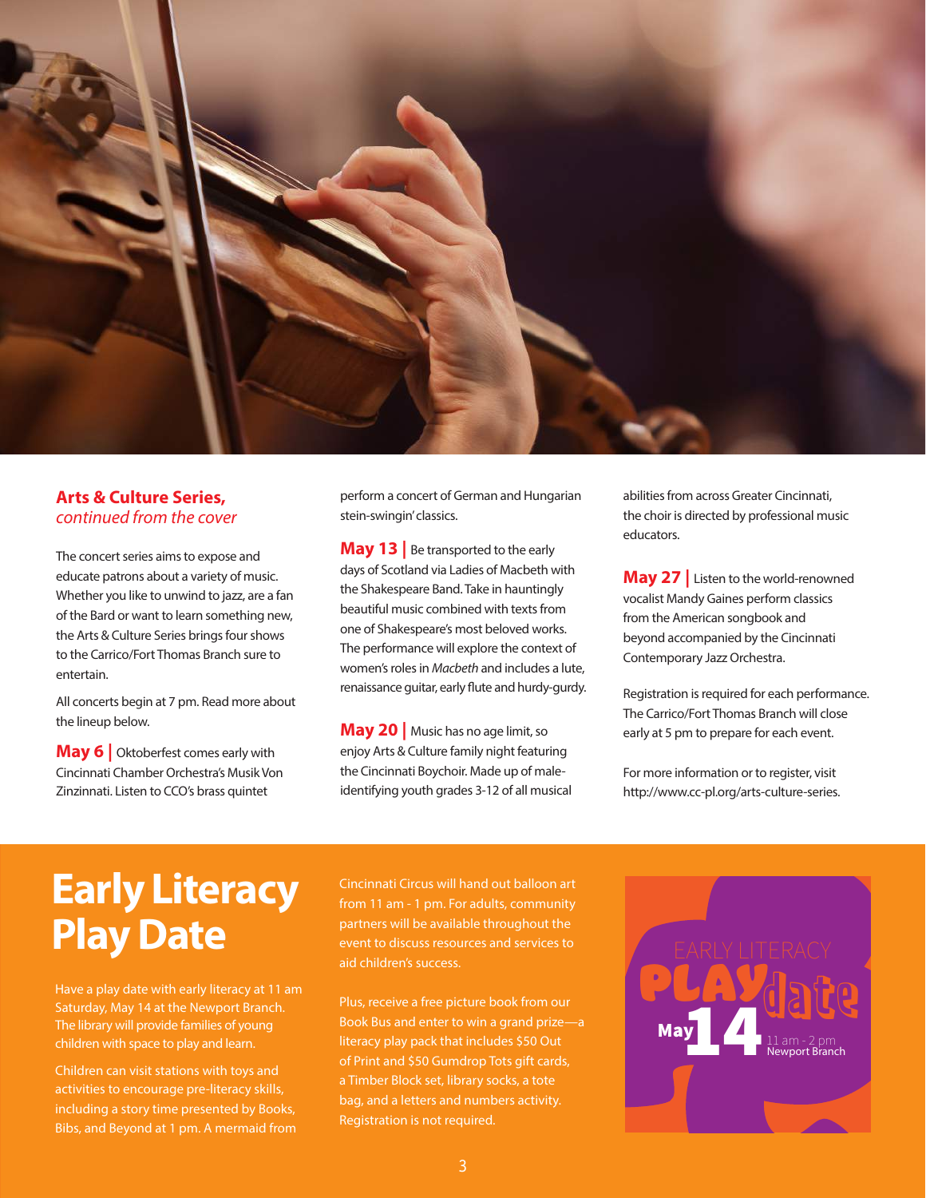## Arts & Culture Series, *continued from the cover*

The concert series aims to expose and educate patrons about a variety of music. Whether you like to unwind to jazz, are a fan of the Bard or want to learn something new, the Arts & Culture Series brings four shows to the Carrico/Fort Thomas Branch sure to entertain.

All concerts begin at 7 pm. Read more about the lineup below.

**May 6 |** Oktoberfest comes early with Cincinnati Chamber Orchestra's Musik Von Zinzinnati. Listen to CCO's brass quintet perform a concert of German and Hungarian stein-swingin' classics.

**May 13 |** Be transported to the early days of Scotland via Ladies of Macbeth with the Shakespeare Band. Take in hauntingly beautiful music combined with texts from one of Shakespeare's most beloved works. The performance will explore the context of women's roles in *Macbeth* and includes a lute, renaissance guitar, early flute and hurdy-gurdy.

**May 20 |** Music has no age limit, so enjoy Arts & Culture family night featuring the Cincinnati Boychoir. Made up of male-identifying youth grades 3-12 of all musical abilities from across Greater Cincinnati, the choir is directed by professional music educators.

**May 27 |** Listen to the world-renowned vocalist Mandy Gaines perform classics from the American songbook and beyond accompanied by the Cincinnati Contemporary Jazz Orchestra.

Registration is required for each performance. The Carrico/Fort Thomas Branch will close early at 5 pm to prepare for each event.

For more information or to register, visit http://www.cc-pl.org/arts-culture-series.

# Early Literacy Play Date

Have a play date with early literacy at 11 am Saturday, May 14 at the Newport Branch. The library will provide families of young children with space to play and learn.

Children can visit stations with toys and activities to encourage pre-literacy skills, including a story time presented by Books, Bibs, and Beyond at 1 pm. A mermaid from Cincinnati Circus will hand out balloon art from 11 am - 1 pm. For adults, community partners will be available throughout the event to discuss resources and services to aid children's success.

Plus, receive a free picture book from our Book Bus and enter to win a grand prize—a literacy play pack that includes $50 Out of Print and $50 Gumdrop Tots gift cards, a Timber Block set, library socks, a tote bag, and a letters and numbers activity. Registration is not required.

EARLY LITERACY PLAYdate

May 14

11 am - 2 pm
Newport Branch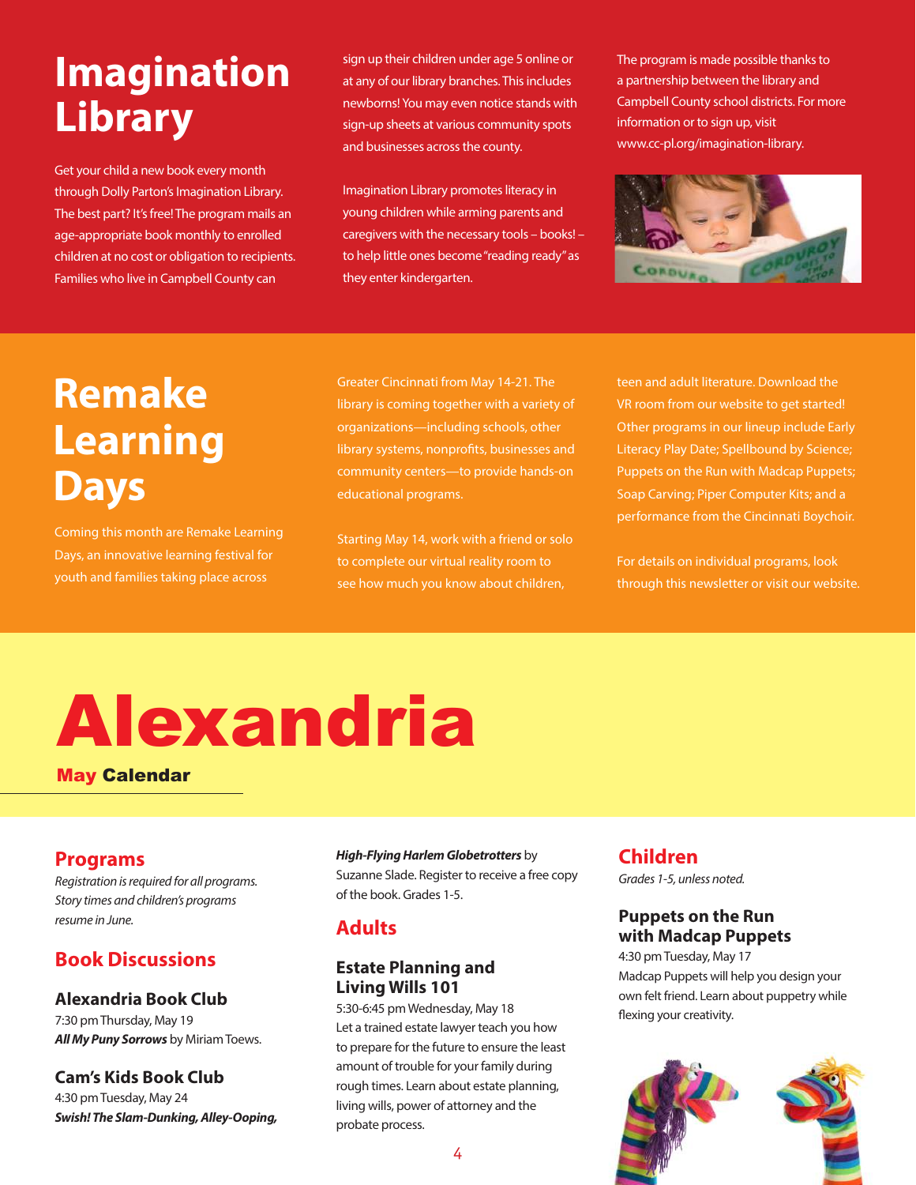# Imagination Library

Get your child a new book every month through Dolly Parton's Imagination Library. The best part? It's free! The program mails an age-appropriate book monthly to enrolled children at no cost or obligation to recipients. Families who live in Campbell County can sign up their children under age 5 online or at any of our library branches. This includes newborns! You may even notice stands with sign-up sheets at various community spots and businesses across the county.

Imagination Library promotes literacy in young children while arming parents and caregivers with the necessary tools – books! – to help little ones become "reading ready" as they enter kindergarten.

The program is made possible thanks to a partnership between the library and Campbell County school districts. For more information or to sign up, visit www.cc-pl.org/imagination-library.

# Remake Learning Days

Coming this month are Remake Learning Days, an innovative learning festival for youth and families taking place across Greater Cincinnati from May 14-21. The library is coming together with a variety of organizations—including schools, other library systems, nonprofits, businesses and community centers—to provide hands-on educational programs.

Starting May 14, work with a friend or solo to complete our virtual reality room to see how much you know about children, teen and adult literature. Download the VR room from our website to get started! Other programs in our lineup include Early Literacy Play Date; Spellbound by Science; Puppets on the Run with Madcap Puppets; Soap Carving; Piper Computer Kits; and a performance from the Cincinnati Boychoir.

For details on individual programs, look through this newsletter or visit our website.

# Alexandria

**May Calendar**

## Programs

*Registration is required for all programs. Story times and children's programs resume in June.*

## Book Discussions

### Alexandria Book Club

7:30 pm Thursday, May 19

***All My Puny Sorrows*** by Miriam Toews.

### Cam's Kids Book Club

4:30 pm Tuesday, May 24

***Swish! The Slam-Dunking, Alley-Ooping, High-Flying Harlem Globetrotters*** by Suzanne Slade. Register to receive a free copy of the book. Grades 1-5.

## Adults

### Estate Planning and Living Wills 101

5:30-6:45 pm Wednesday, May 18

Let a trained estate lawyer teach you how to prepare for the future to ensure the least amount of trouble for your family during rough times. Learn about estate planning, living wills, power of attorney and the probate process.

## Children

*Grades 1-5, unless noted.*

### Puppets on the Run with Madcap Puppets

4:30 pm Tuesday, May 17

Madcap Puppets will help you design your own felt friend. Learn about puppetry while flexing your creativity.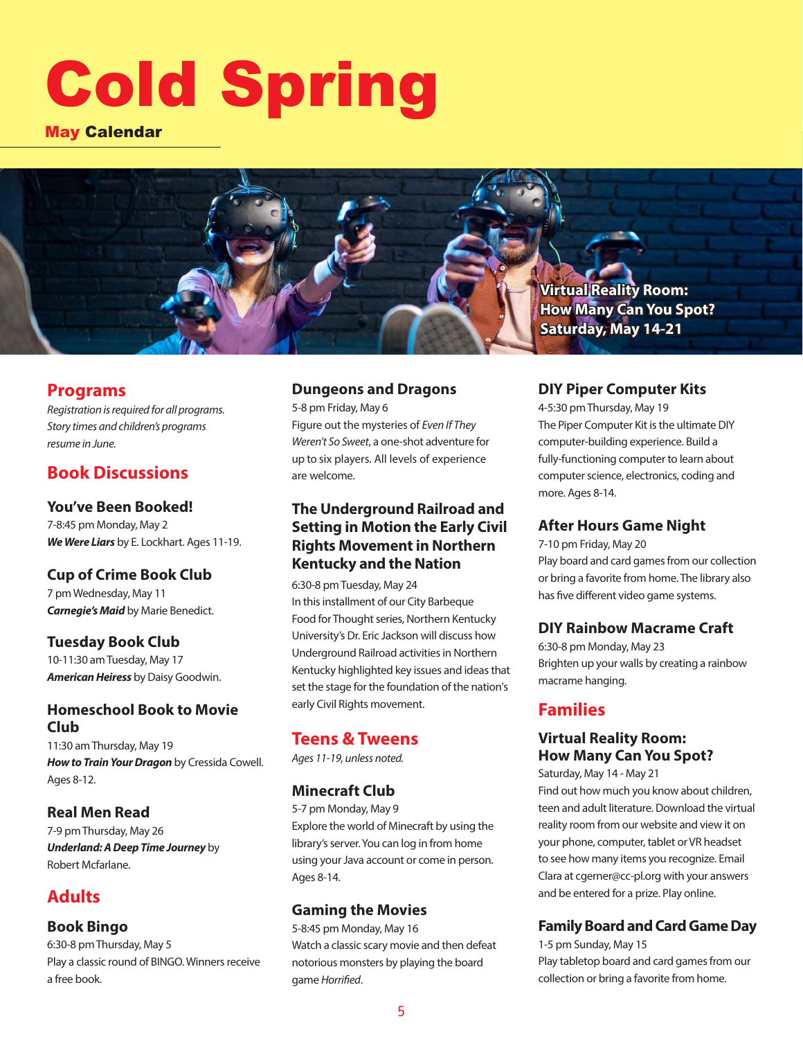# Cold Spring

**May Calendar**

Virtual Reality Room: How Many Can You Spot? Saturday, May 14-21

## Programs

*Registration is required for all programs. Story times and children's programs resume in June.*

## Book Discussions

### You've Been Booked!

7-8:45 pm Monday, May 2

***We Were Liars*** by E. Lockhart. Ages 11-19.

### Cup of Crime Book Club

7 pm Wednesday, May 11

***Carnegie's Maid*** by Marie Benedict.

### Tuesday Book Club

10-11:30 am Tuesday, May 17

***American Heiress*** by Daisy Goodwin.

### Homeschool Book to Movie Club

11:30 am Thursday, May 19

***How to Train Your Dragon*** by Cressida Cowell. Ages 8-12.

### Real Men Read

7-9 pm Thursday, May 26

***Underland: A Deep Time Journey*** by Robert Mcfarlane.

## Adults

### Book Bingo

6:30-8 pm Thursday, May 5

Play a classic round of BINGO. Winners receive a free book.

### Dungeons and Dragons

5-8 pm Friday, May 6

Figure out the mysteries of *Even If They Weren't So Sweet*, a one-shot adventure for up to six players. All levels of experience are welcome.

### The Underground Railroad and Setting in Motion the Early Civil Rights Movement in Northern Kentucky and the Nation

6:30-8 pm Tuesday, May 24

In this installment of our City Barbeque Food for Thought series, Northern Kentucky University's Dr. Eric Jackson will discuss how Underground Railroad activities in Northern Kentucky highlighted key issues and ideas that set the stage for the foundation of the nation's early Civil Rights movement.

## Teens & Tweens

*Ages 11-19, unless noted.*

### Minecraft Club

5-7 pm Monday, May 9

Explore the world of Minecraft by using the library's server. You can log in from home using your Java account or come in person. Ages 8-14.

### Gaming the Movies

5-8:45 pm Monday, May 16

Watch a classic scary movie and then defeat notorious monsters by playing the board game *Horrified*.

### DIY Piper Computer Kits

4-5:30 pm Thursday, May 19

The Piper Computer Kit is the ultimate DIY computer-building experience. Build a fully-functioning computer to learn about computer science, electronics, coding and more. Ages 8-14.

### After Hours Game Night

7-10 pm Friday, May 20

Play board and card games from our collection or bring a favorite from home. The library also has five different video game systems.

### DIY Rainbow Macrame Craft

6:30-8 pm Monday, May 23

Brighten up your walls by creating a rainbow macrame hanging.

## Families

### Virtual Reality Room: How Many Can You Spot?

Saturday, May 14 - May 21

Find out how much you know about children, teen and adult literature. Download the virtual reality room from our website and view it on your phone, computer, tablet or VR headset to see how many items you recognize. Email Clara at cgerner@cc-pl.org with your answers and be entered for a prize. Play online.

### Family Board and Card Game Day

1-5 pm Sunday, May 15

Play tabletop board and card games from our collection or bring a favorite from home.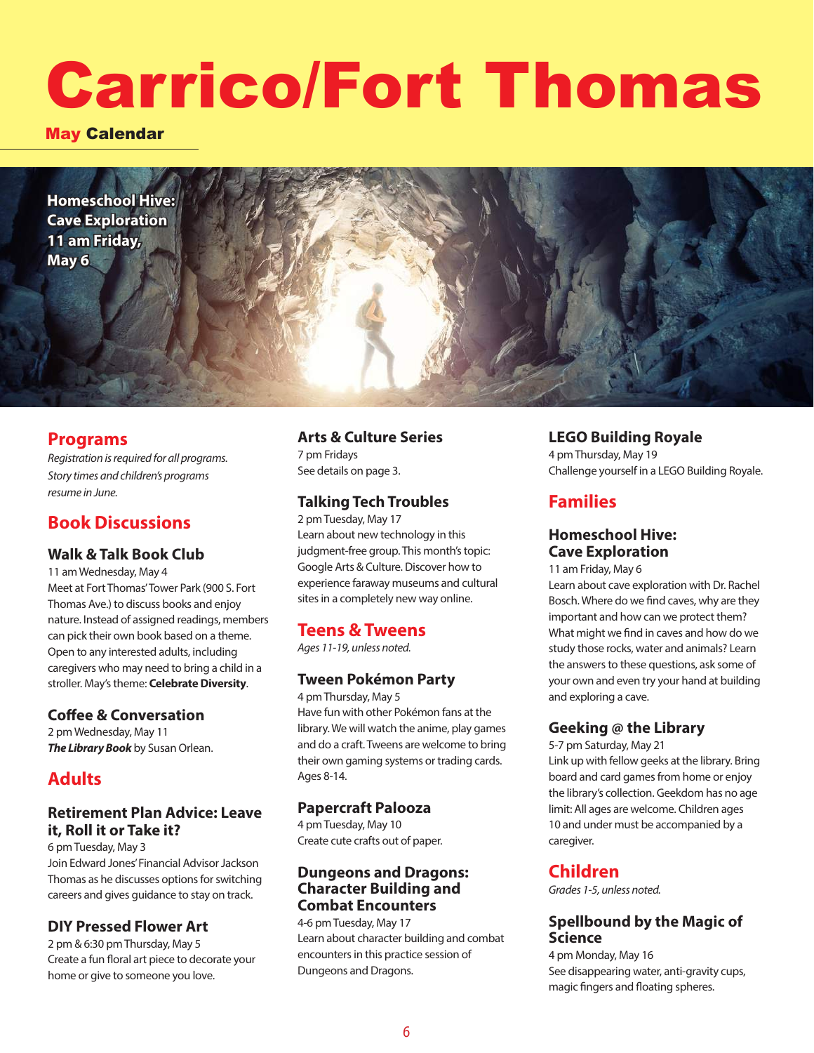# Carrico/Fort Thomas

**May Calendar**

**Homeschool Hive: Cave Exploration 11 am Friday, May 6**

## Programs

*Registration is required for all programs. Story times and children's programs resume in June.*

## Book Discussions

### Walk & Talk Book Club

11 am Wednesday, May 4

Meet at Fort Thomas' Tower Park (900 S. Fort Thomas Ave.) to discuss books and enjoy nature. Instead of assigned readings, members can pick their own book based on a theme. Open to any interested adults, including caregivers who may need to bring a child in a stroller. May's theme: **Celebrate Diversity**.

### Coffee & Conversation

2 pm Wednesday, May 11

***The Library Book*** by Susan Orlean.

## Adults

### Retirement Plan Advice: Leave it, Roll it or Take it?

6 pm Tuesday, May 3

Join Edward Jones' Financial Advisor Jackson Thomas as he discusses options for switching careers and gives guidance to stay on track.

### DIY Pressed Flower Art

2 pm & 6:30 pm Thursday, May 5

Create a fun floral art piece to decorate your home or give to someone you love.

### Arts & Culture Series

7 pm Fridays

See details on page 3.

### Talking Tech Troubles

2 pm Tuesday, May 17

Learn about new technology in this judgment-free group. This month's topic: Google Arts & Culture. Discover how to experience faraway museums and cultural sites in a completely new way online.

## Teens & Tweens

*Ages 11-19, unless noted.*

### Tween Pokémon Party

4 pm Thursday, May 5

Have fun with other Pokémon fans at the library. We will watch the anime, play games and do a craft. Tweens are welcome to bring their own gaming systems or trading cards. Ages 8-14.

### Papercraft Palooza

4 pm Tuesday, May 10

Create cute crafts out of paper.

### Dungeons and Dragons: Character Building and Combat Encounters

4-6 pm Tuesday, May 17

Learn about character building and combat encounters in this practice session of Dungeons and Dragons.

### LEGO Building Royale

4 pm Thursday, May 19

Challenge yourself in a LEGO Building Royale.

## Families

### Homeschool Hive: Cave Exploration

11 am Friday, May 6

Learn about cave exploration with Dr. Rachel Bosch. Where do we find caves, why are they important and how can we protect them? What might we find in caves and how do we study those rocks, water and animals? Learn the answers to these questions, ask some of your own and even try your hand at building and exploring a cave.

### Geeking @ the Library

5-7 pm Saturday, May 21

Link up with fellow geeks at the library. Bring board and card games from home or enjoy the library's collection. Geekdom has no age limit: All ages are welcome. Children ages 10 and under must be accompanied by a caregiver.

## Children

*Grades 1-5, unless noted.*

### Spellbound by the Magic of Science

4 pm Monday, May 16

See disappearing water, anti-gravity cups, magic fingers and floating spheres.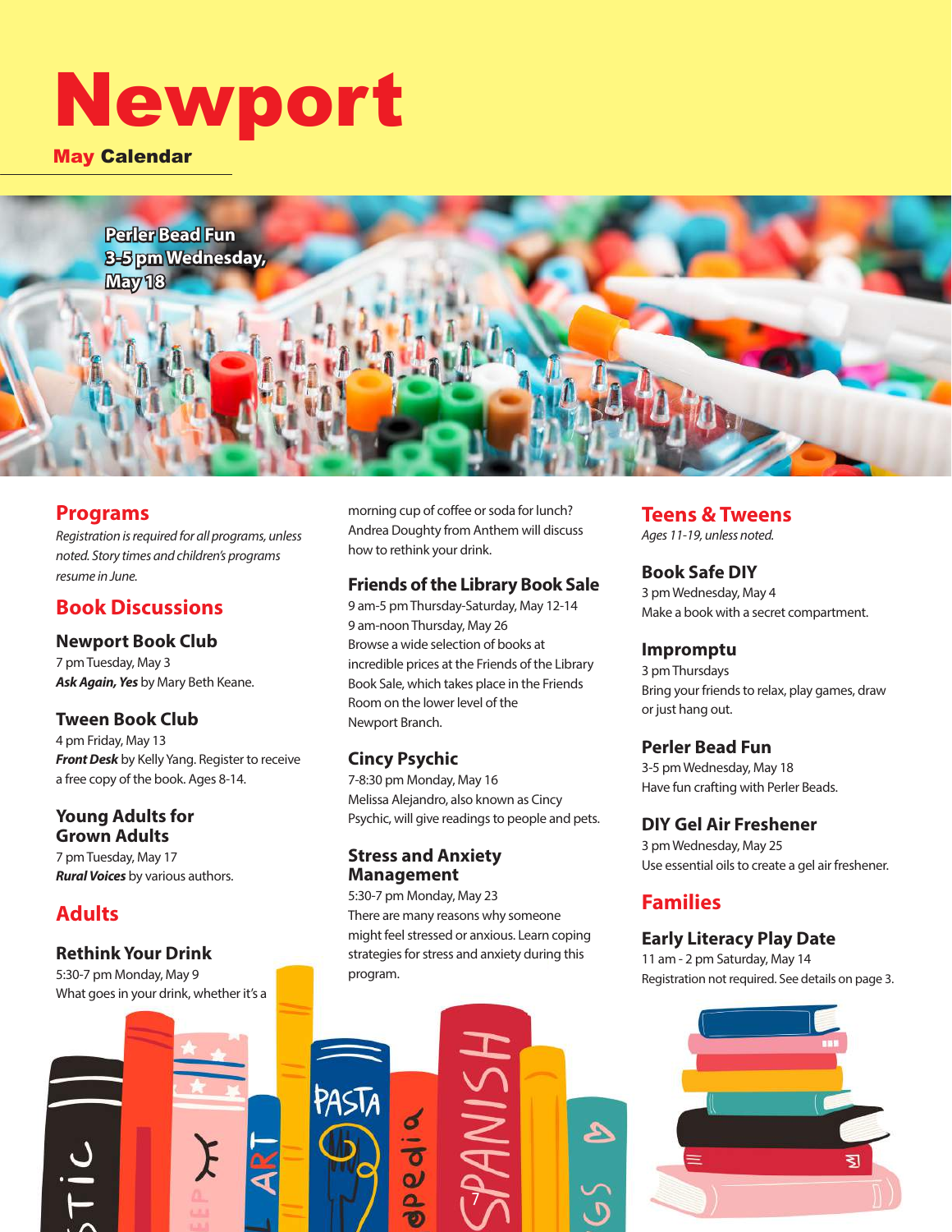# Newport

## May Calendar

Perler Bead Fun
3-5 pm Wednesday, May 18

## Programs

*Registration is required for all programs, unless noted. Story times and children's programs resume in June.*

## Book Discussions

### Newport Book Club

7 pm Tuesday, May 3
***Ask Again, Yes*** by Mary Beth Keane.

### Tween Book Club

4 pm Friday, May 13
***Front Desk*** by Kelly Yang. Register to receive a free copy of the book. Ages 8-14.

### Young Adults for Grown Adults

7 pm Tuesday, May 17
***Rural Voices*** by various authors.

## Adults

### Rethink Your Drink

5:30-7 pm Monday, May 9
What goes in your drink, whether it's a morning cup of coffee or soda for lunch? Andrea Doughty from Anthem will discuss how to rethink your drink.

### Friends of the Library Book Sale

9 am-5 pm Thursday-Saturday, May 12-14
9 am-noon Thursday, May 26
Browse a wide selection of books at incredible prices at the Friends of the Library Book Sale, which takes place in the Friends Room on the lower level of the Newport Branch.

### Cincy Psychic

7-8:30 pm Monday, May 16
Melissa Alejandro, also known as Cincy Psychic, will give readings to people and pets.

### Stress and Anxiety Management

5:30-7 pm Monday, May 23
There are many reasons why someone might feel stressed or anxious. Learn coping strategies for stress and anxiety during this program.

## Teens & Tweens

*Ages 11-19, unless noted.*

### Book Safe DIY

3 pm Wednesday, May 4
Make a book with a secret compartment.

### Impromptu

3 pm Thursdays
Bring your friends to relax, play games, draw or just hang out.

### Perler Bead Fun

3-5 pm Wednesday, May 18
Have fun crafting with Perler Beads.

### DIY Gel Air Freshener

3 pm Wednesday, May 25
Use essential oils to create a gel air freshener.

## Families

### Early Literacy Play Date

11 am - 2 pm Saturday, May 14
Registration not required. See details on page 3.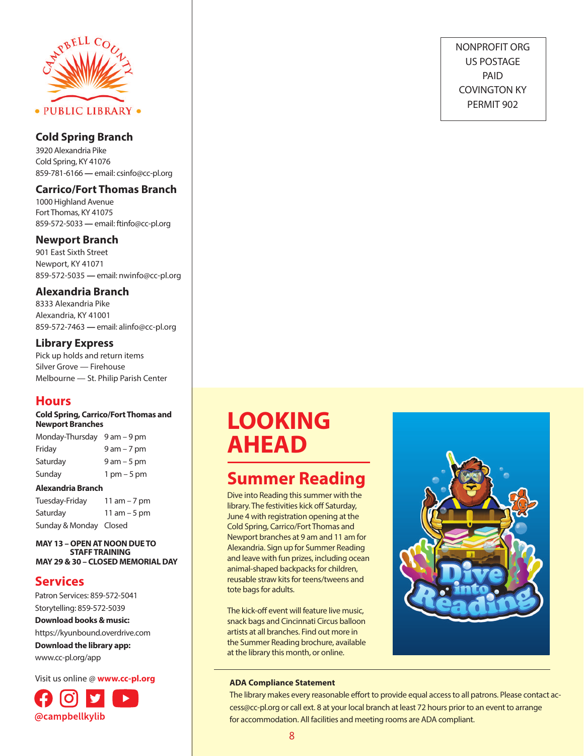CAMPBELL COUNTY • PUBLIC LIBRARY •

### Cold Spring Branch

3920 Alexandria Pike
Cold Spring, KY 41076
859-781-6166 — email: csinfo@cc-pl.org

### Carrico/Fort Thomas Branch

1000 Highland Avenue
Fort Thomas, KY 41075
859-572-5033 — email: ftinfo@cc-pl.org

### Newport Branch

901 East Sixth Street
Newport, KY 41071
859-572-5035 — email: nwinfo@cc-pl.org

### Alexandria Branch

8333 Alexandria Pike
Alexandria, KY 41001
859-572-7463 — email: alinfo@cc-pl.org

### Library Express

Pick up holds and return items
Silver Grove — Firehouse
Melbourne — St. Philip Parish Center

## Hours

**Cold Spring, Carrico/Fort Thomas and Newport Branches**

| | |
|---|---|
| Monday-Thursday | 9 am – 9 pm |
| Friday | 9 am – 7 pm |
| Saturday | 9 am – 5 pm |
| Sunday | 1 pm – 5 pm |

**Alexandria Branch**

| | |
|---|---|
| Tuesday-Friday | 11 am – 7 pm |
| Saturday | 11 am – 5 pm |
| Sunday & Monday | Closed |

**MAY 13 – OPEN AT NOON DUE TO STAFF TRAINING**
**MAY 29 & 30 – CLOSED MEMORIAL DAY**

## Services

Patron Services: 859-572-5041
Storytelling: 859-572-5039
**Download books & music:**
https://kyunbound.overdrive.com
**Download the library app:**
www.cc-pl.org/app

Visit us online @ **www.cc-pl.org**

**@campbellkylib**

NONPROFIT ORG
US POSTAGE
PAID
COVINGTON KY
PERMIT 902

# LOOKING AHEAD

## Summer Reading

Dive into Reading this summer with the library. The festivities kick off Saturday, June 4 with registration opening at the Cold Spring, Carrico/Fort Thomas and Newport branches at 9 am and 11 am for Alexandria. Sign up for Summer Reading and leave with fun prizes, including ocean animal-shaped backpacks for children, reusable straw kits for teens/tweens and tote bags for adults.

The kick-off event will feature live music, snack bags and Cincinnati Circus balloon artists at all branches. Find out more in the Summer Reading brochure, available at the library this month, or online.

Dive into Reading

**ADA Compliance Statement**

The library makes every reasonable effort to provide equal access to all patrons. Please contact access@cc-pl.org or call ext. 8 at your local branch at least 72 hours prior to an event to arrange for accommodation. All facilities and meeting rooms are ADA compliant.